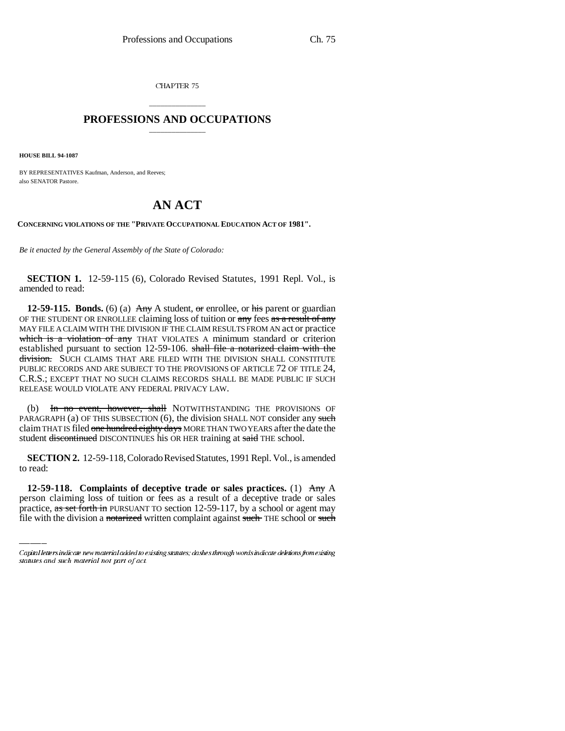CHAPTER 75

# PROFESSIONS AND OCCUPATIONS

**HOUSE BILL 94-1087**

BY REPRESENTATIVES Kaufman, Anderson, and Reeves;
also SENATOR Pastore.

# AN ACT

**CONCERNING VIOLATIONS OF THE "PRIVATE OCCUPATIONAL EDUCATION ACT OF 1981".**

*Be it enacted by the General Assembly of the State of Colorado:*

**SECTION 1.** 12-59-115 (6), Colorado Revised Statutes, 1991 Repl. Vol., is amended to read:

**12-59-115. Bonds.** (6) (a) ~~Any~~ A student, ~~or~~ enrollee, or ~~his~~ parent or guardian OF THE STUDENT OR ENROLLEE claiming loss of tuition or ~~any~~ fees ~~as a result of any~~ MAY FILE A CLAIM WITH THE DIVISION IF THE CLAIM RESULTS FROM AN act or practice ~~which is a violation of any~~ THAT VIOLATES A minimum standard or criterion established pursuant to section 12-59-106. ~~shall file a notarized claim with the division.~~ SUCH CLAIMS THAT ARE FILED WITH THE DIVISION SHALL CONSTITUTE PUBLIC RECORDS AND ARE SUBJECT TO THE PROVISIONS OF ARTICLE 72 OF TITLE 24, C.R.S.; EXCEPT THAT NO SUCH CLAIMS RECORDS SHALL BE MADE PUBLIC IF SUCH RELEASE WOULD VIOLATE ANY FEDERAL PRIVACY LAW.

(b) ~~In no event, however, shall~~ NOTWITHSTANDING THE PROVISIONS OF PARAGRAPH (a) OF THIS SUBSECTION (6), the division SHALL NOT consider any ~~such~~ claim THAT IS filed ~~one hundred eighty days~~ MORE THAN TWO YEARS after the date the student ~~discontinued~~ DISCONTINUES his OR HER training at ~~said~~ THE school.

**SECTION 2.** 12-59-118, Colorado Revised Statutes, 1991 Repl. Vol., is amended to read:

**12-59-118. Complaints of deceptive trade or sales practices.** (1) ~~Any~~ A person claiming loss of tuition or fees as a result of a deceptive trade or sales practice, ~~as set forth in~~ PURSUANT TO section 12-59-117, by a school or agent may file with the division a ~~notarized~~ written complaint against ~~such~~ THE school or ~~such~~

*Capital letters indicate new material added to existing statutes; dashes through words indicate deletions from existing statutes and such material not part of act.*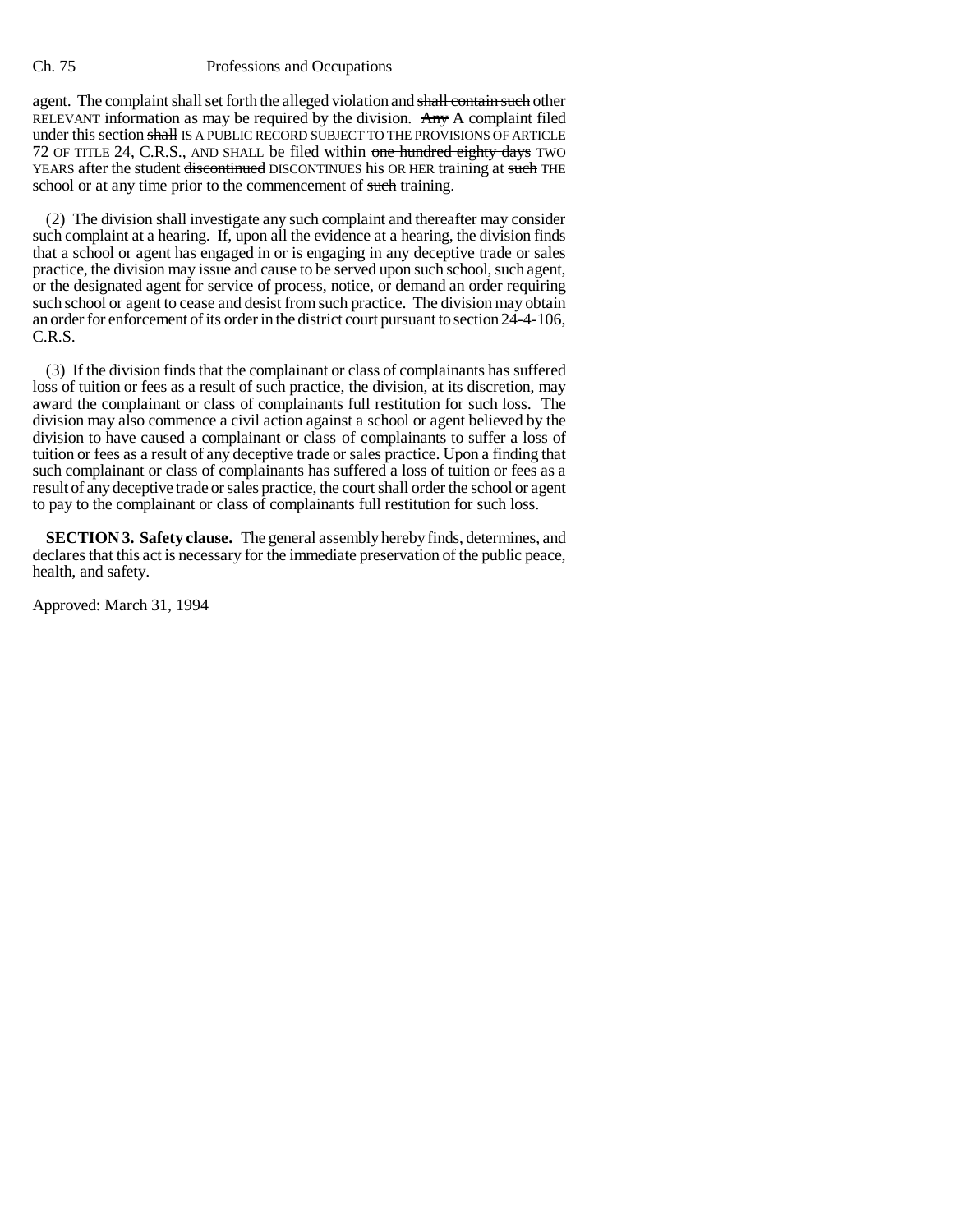agent. The complaint shall set forth the alleged violation and ~~shall contain such~~ other RELEVANT information as may be required by the division. ~~Any~~ A complaint filed under this section ~~shall~~ IS A PUBLIC RECORD SUBJECT TO THE PROVISIONS OF ARTICLE 72 OF TITLE 24, C.R.S., AND SHALL be filed within ~~one hundred eighty days~~ TWO YEARS after the student ~~discontinued~~ DISCONTINUES his OR HER training at ~~such~~ THE school or at any time prior to the commencement of ~~such~~ training.

(2) The division shall investigate any such complaint and thereafter may consider such complaint at a hearing. If, upon all the evidence at a hearing, the division finds that a school or agent has engaged in or is engaging in any deceptive trade or sales practice, the division may issue and cause to be served upon such school, such agent, or the designated agent for service of process, notice, or demand an order requiring such school or agent to cease and desist from such practice. The division may obtain an order for enforcement of its order in the district court pursuant to section 24-4-106, C.R.S.

(3) If the division finds that the complainant or class of complainants has suffered loss of tuition or fees as a result of such practice, the division, at its discretion, may award the complainant or class of complainants full restitution for such loss. The division may also commence a civil action against a school or agent believed by the division to have caused a complainant or class of complainants to suffer a loss of tuition or fees as a result of any deceptive trade or sales practice. Upon a finding that such complainant or class of complainants has suffered a loss of tuition or fees as a result of any deceptive trade or sales practice, the court shall order the school or agent to pay to the complainant or class of complainants full restitution for such loss.

**SECTION 3. Safety clause.** The general assembly hereby finds, determines, and declares that this act is necessary for the immediate preservation of the public peace, health, and safety.

Approved: March 31, 1994